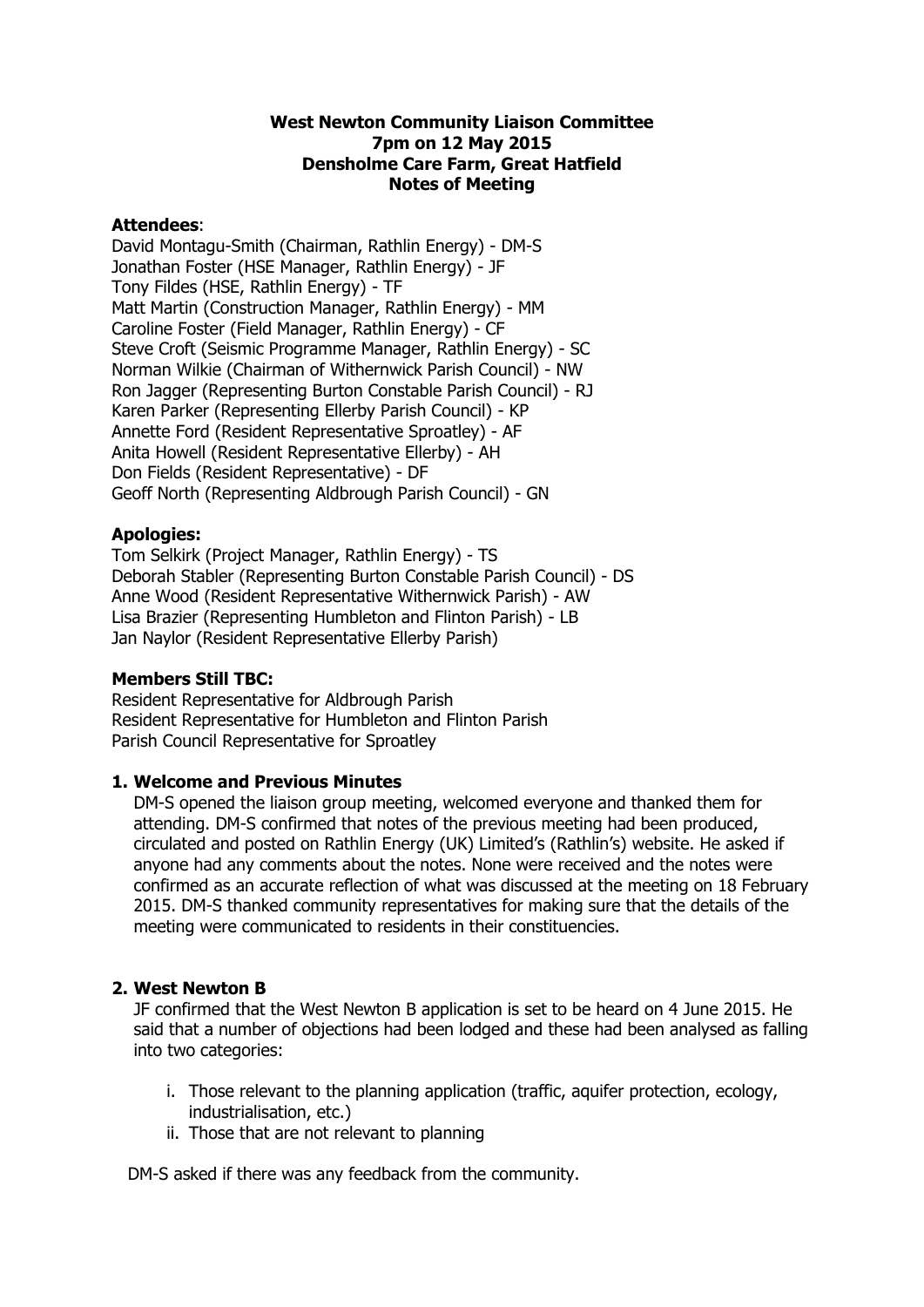**West Newton Community Liaison Committee**
**7pm on 12 May 2015**
**Densholme Care Farm, Great Hatfield**
**Notes of Meeting**

**Attendees**:
David Montagu-Smith (Chairman, Rathlin Energy) - DM-S
Jonathan Foster (HSE Manager, Rathlin Energy) - JF
Tony Fildes (HSE, Rathlin Energy) - TF
Matt Martin (Construction Manager, Rathlin Energy) - MM
Caroline Foster (Field Manager, Rathlin Energy) - CF
Steve Croft (Seismic Programme Manager, Rathlin Energy) - SC
Norman Wilkie (Chairman of Withernwick Parish Council) - NW
Ron Jagger (Representing Burton Constable Parish Council) - RJ
Karen Parker (Representing Ellerby Parish Council) - KP
Annette Ford (Resident Representative Sproatley) - AF
Anita Howell (Resident Representative Ellerby) - AH
Don Fields (Resident Representative) - DF
Geoff North (Representing Aldbrough Parish Council) - GN

**Apologies:**
Tom Selkirk (Project Manager, Rathlin Energy) - TS
Deborah Stabler (Representing Burton Constable Parish Council) - DS
Anne Wood (Resident Representative Withernwick Parish) - AW
Lisa Brazier (Representing Humbleton and Flinton Parish) - LB
Jan Naylor (Resident Representative Ellerby Parish)

**Members Still TBC:**
Resident Representative for Aldbrough Parish
Resident Representative for Humbleton and Flinton Parish
Parish Council Representative for Sproatley

## 1. Welcome and Previous Minutes

DM-S opened the liaison group meeting, welcomed everyone and thanked them for attending. DM-S confirmed that notes of the previous meeting had been produced, circulated and posted on Rathlin Energy (UK) Limited's (Rathlin's) website. He asked if anyone had any comments about the notes. None were received and the notes were confirmed as an accurate reflection of what was discussed at the meeting on 18 February 2015. DM-S thanked community representatives for making sure that the details of the meeting were communicated to residents in their constituencies.

## 2. West Newton B

JF confirmed that the West Newton B application is set to be heard on 4 June 2015. He said that a number of objections had been lodged and these had been analysed as falling into two categories:

i. Those relevant to the planning application (traffic, aquifer protection, ecology, industrialisation, etc.)
ii. Those that are not relevant to planning

DM-S asked if there was any feedback from the community.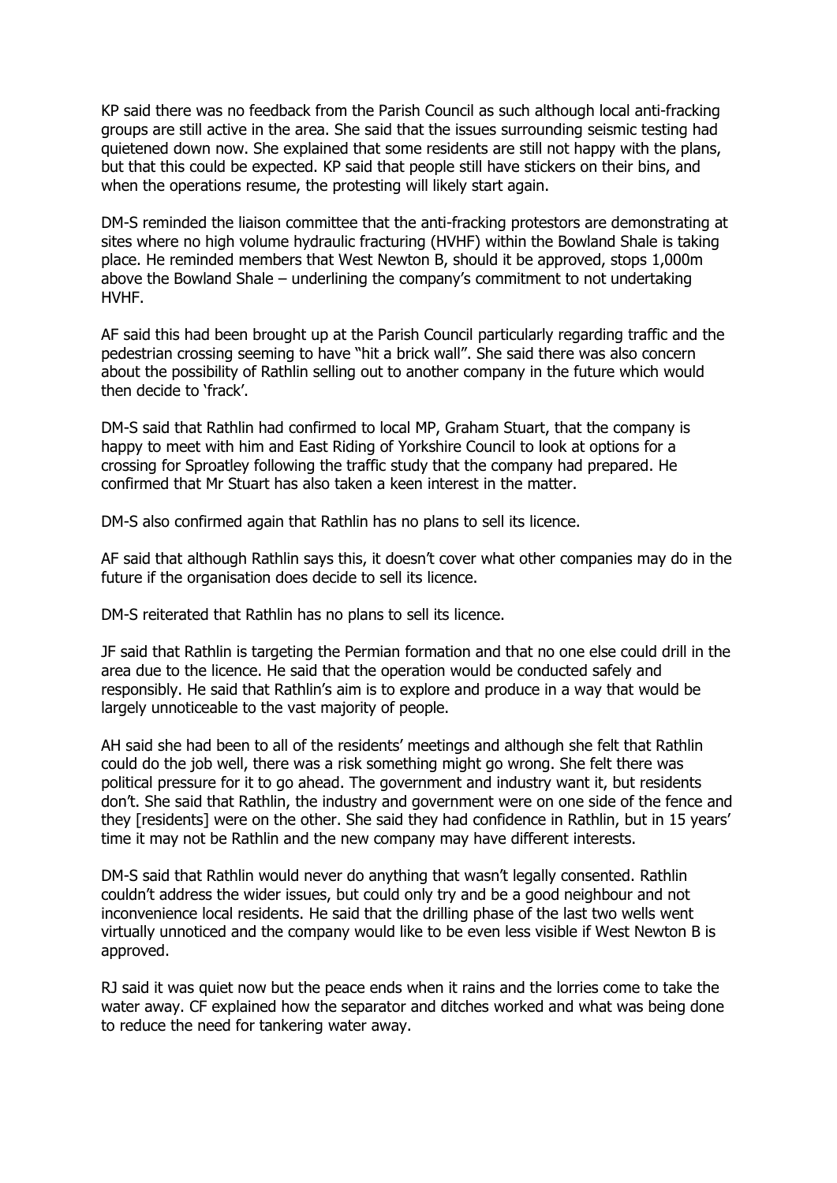KP said there was no feedback from the Parish Council as such although local anti-fracking groups are still active in the area. She said that the issues surrounding seismic testing had quietened down now. She explained that some residents are still not happy with the plans, but that this could be expected. KP said that people still have stickers on their bins, and when the operations resume, the protesting will likely start again.

DM-S reminded the liaison committee that the anti-fracking protestors are demonstrating at sites where no high volume hydraulic fracturing (HVHF) within the Bowland Shale is taking place. He reminded members that West Newton B, should it be approved, stops 1,000m above the Bowland Shale – underlining the company's commitment to not undertaking HVHF.

AF said this had been brought up at the Parish Council particularly regarding traffic and the pedestrian crossing seeming to have "hit a brick wall". She said there was also concern about the possibility of Rathlin selling out to another company in the future which would then decide to 'frack'.

DM-S said that Rathlin had confirmed to local MP, Graham Stuart, that the company is happy to meet with him and East Riding of Yorkshire Council to look at options for a crossing for Sproatley following the traffic study that the company had prepared. He confirmed that Mr Stuart has also taken a keen interest in the matter.

DM-S also confirmed again that Rathlin has no plans to sell its licence.

AF said that although Rathlin says this, it doesn't cover what other companies may do in the future if the organisation does decide to sell its licence.

DM-S reiterated that Rathlin has no plans to sell its licence.

JF said that Rathlin is targeting the Permian formation and that no one else could drill in the area due to the licence. He said that the operation would be conducted safely and responsibly. He said that Rathlin's aim is to explore and produce in a way that would be largely unnoticeable to the vast majority of people.

AH said she had been to all of the residents' meetings and although she felt that Rathlin could do the job well, there was a risk something might go wrong. She felt there was political pressure for it to go ahead. The government and industry want it, but residents don't. She said that Rathlin, the industry and government were on one side of the fence and they [residents] were on the other. She said they had confidence in Rathlin, but in 15 years' time it may not be Rathlin and the new company may have different interests.

DM-S said that Rathlin would never do anything that wasn't legally consented. Rathlin couldn't address the wider issues, but could only try and be a good neighbour and not inconvenience local residents. He said that the drilling phase of the last two wells went virtually unnoticed and the company would like to be even less visible if West Newton B is approved.

RJ said it was quiet now but the peace ends when it rains and the lorries come to take the water away. CF explained how the separator and ditches worked and what was being done to reduce the need for tankering water away.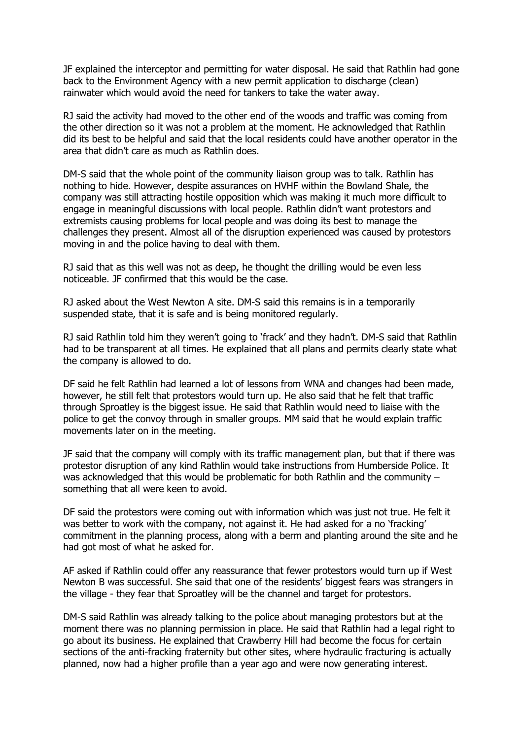JF explained the interceptor and permitting for water disposal. He said that Rathlin had gone back to the Environment Agency with a new permit application to discharge (clean) rainwater which would avoid the need for tankers to take the water away.

RJ said the activity had moved to the other end of the woods and traffic was coming from the other direction so it was not a problem at the moment. He acknowledged that Rathlin did its best to be helpful and said that the local residents could have another operator in the area that didn't care as much as Rathlin does.

DM-S said that the whole point of the community liaison group was to talk. Rathlin has nothing to hide. However, despite assurances on HVHF within the Bowland Shale, the company was still attracting hostile opposition which was making it much more difficult to engage in meaningful discussions with local people. Rathlin didn't want protestors and extremists causing problems for local people and was doing its best to manage the challenges they present. Almost all of the disruption experienced was caused by protestors moving in and the police having to deal with them.

RJ said that as this well was not as deep, he thought the drilling would be even less noticeable. JF confirmed that this would be the case.

RJ asked about the West Newton A site. DM-S said this remains is in a temporarily suspended state, that it is safe and is being monitored regularly.

RJ said Rathlin told him they weren't going to 'frack' and they hadn't. DM-S said that Rathlin had to be transparent at all times. He explained that all plans and permits clearly state what the company is allowed to do.

DF said he felt Rathlin had learned a lot of lessons from WNA and changes had been made, however, he still felt that protestors would turn up. He also said that he felt that traffic through Sproatley is the biggest issue. He said that Rathlin would need to liaise with the police to get the convoy through in smaller groups. MM said that he would explain traffic movements later on in the meeting.

JF said that the company will comply with its traffic management plan, but that if there was protestor disruption of any kind Rathlin would take instructions from Humberside Police. It was acknowledged that this would be problematic for both Rathlin and the community – something that all were keen to avoid.

DF said the protestors were coming out with information which was just not true. He felt it was better to work with the company, not against it. He had asked for a no 'fracking' commitment in the planning process, along with a berm and planting around the site and he had got most of what he asked for.

AF asked if Rathlin could offer any reassurance that fewer protestors would turn up if West Newton B was successful. She said that one of the residents' biggest fears was strangers in the village - they fear that Sproatley will be the channel and target for protestors.

DM-S said Rathlin was already talking to the police about managing protestors but at the moment there was no planning permission in place. He said that Rathlin had a legal right to go about its business. He explained that Crawberry Hill had become the focus for certain sections of the anti-fracking fraternity but other sites, where hydraulic fracturing is actually planned, now had a higher profile than a year ago and were now generating interest.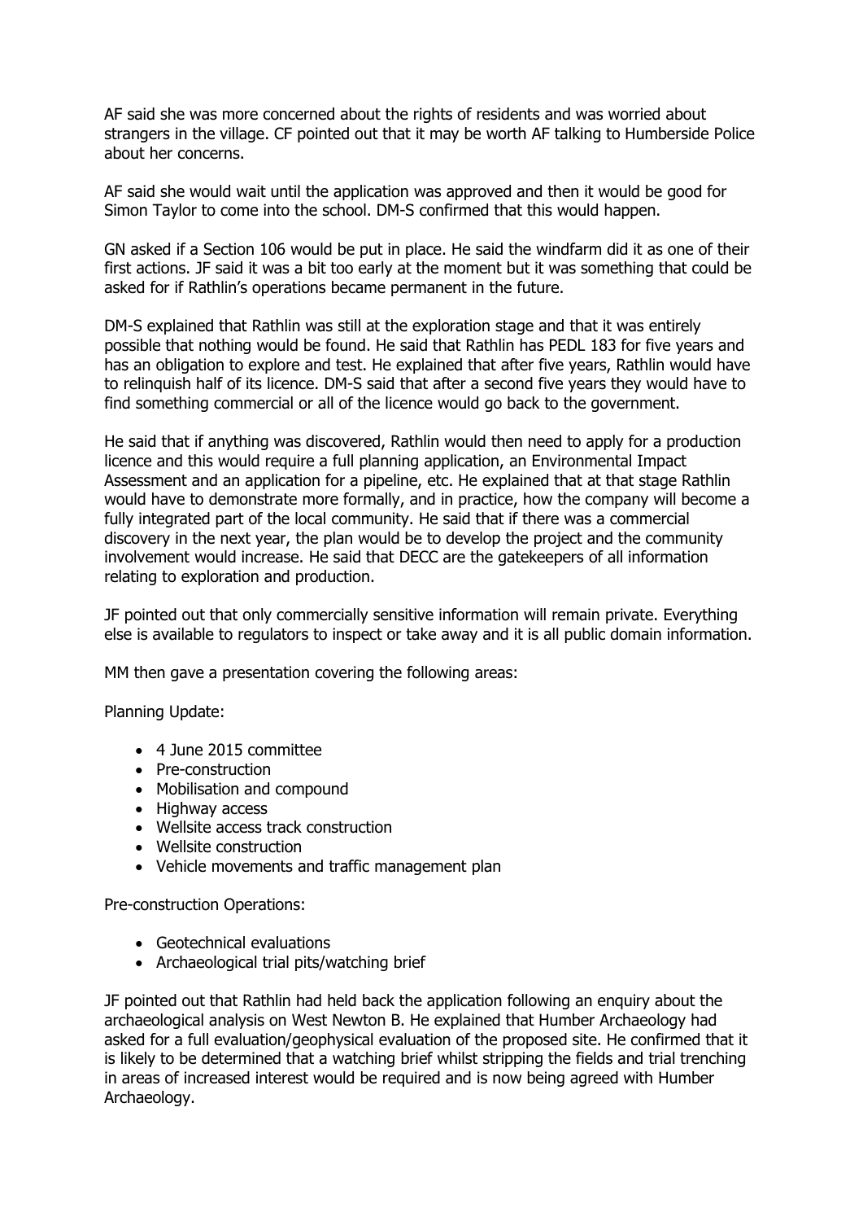AF said she was more concerned about the rights of residents and was worried about strangers in the village. CF pointed out that it may be worth AF talking to Humberside Police about her concerns.

AF said she would wait until the application was approved and then it would be good for Simon Taylor to come into the school. DM-S confirmed that this would happen.

GN asked if a Section 106 would be put in place. He said the windfarm did it as one of their first actions. JF said it was a bit too early at the moment but it was something that could be asked for if Rathlin's operations became permanent in the future.

DM-S explained that Rathlin was still at the exploration stage and that it was entirely possible that nothing would be found. He said that Rathlin has PEDL 183 for five years and has an obligation to explore and test. He explained that after five years, Rathlin would have to relinquish half of its licence. DM-S said that after a second five years they would have to find something commercial or all of the licence would go back to the government.

He said that if anything was discovered, Rathlin would then need to apply for a production licence and this would require a full planning application, an Environmental Impact Assessment and an application for a pipeline, etc. He explained that at that stage Rathlin would have to demonstrate more formally, and in practice, how the company will become a fully integrated part of the local community. He said that if there was a commercial discovery in the next year, the plan would be to develop the project and the community involvement would increase. He said that DECC are the gatekeepers of all information relating to exploration and production.

JF pointed out that only commercially sensitive information will remain private. Everything else is available to regulators to inspect or take away and it is all public domain information.

MM then gave a presentation covering the following areas:

Planning Update:

- 4 June 2015 committee
- Pre-construction
- Mobilisation and compound
- Highway access
- Wellsite access track construction
- Wellsite construction
- Vehicle movements and traffic management plan

Pre-construction Operations:

- Geotechnical evaluations
- Archaeological trial pits/watching brief

JF pointed out that Rathlin had held back the application following an enquiry about the archaeological analysis on West Newton B. He explained that Humber Archaeology had asked for a full evaluation/geophysical evaluation of the proposed site. He confirmed that it is likely to be determined that a watching brief whilst stripping the fields and trial trenching in areas of increased interest would be required and is now being agreed with Humber Archaeology.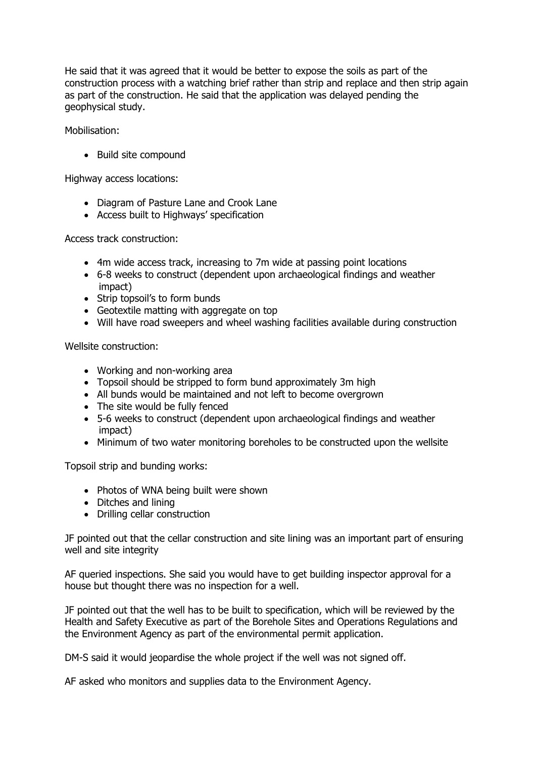He said that it was agreed that it would be better to expose the soils as part of the construction process with a watching brief rather than strip and replace and then strip again as part of the construction. He said that the application was delayed pending the geophysical study.

Mobilisation:

- Build site compound

Highway access locations:

- Diagram of Pasture Lane and Crook Lane
- Access built to Highways' specification

Access track construction:

- 4m wide access track, increasing to 7m wide at passing point locations
- 6-8 weeks to construct (dependent upon archaeological findings and weather impact)
- Strip topsoil's to form bunds
- Geotextile matting with aggregate on top
- Will have road sweepers and wheel washing facilities available during construction

Wellsite construction:

- Working and non-working area
- Topsoil should be stripped to form bund approximately 3m high
- All bunds would be maintained and not left to become overgrown
- The site would be fully fenced
- 5-6 weeks to construct (dependent upon archaeological findings and weather impact)
- Minimum of two water monitoring boreholes to be constructed upon the wellsite

Topsoil strip and bunding works:

- Photos of WNA being built were shown
- Ditches and lining
- Drilling cellar construction

JF pointed out that the cellar construction and site lining was an important part of ensuring well and site integrity

AF queried inspections. She said you would have to get building inspector approval for a house but thought there was no inspection for a well.

JF pointed out that the well has to be built to specification, which will be reviewed by the Health and Safety Executive as part of the Borehole Sites and Operations Regulations and the Environment Agency as part of the environmental permit application.

DM-S said it would jeopardise the whole project if the well was not signed off.

AF asked who monitors and supplies data to the Environment Agency.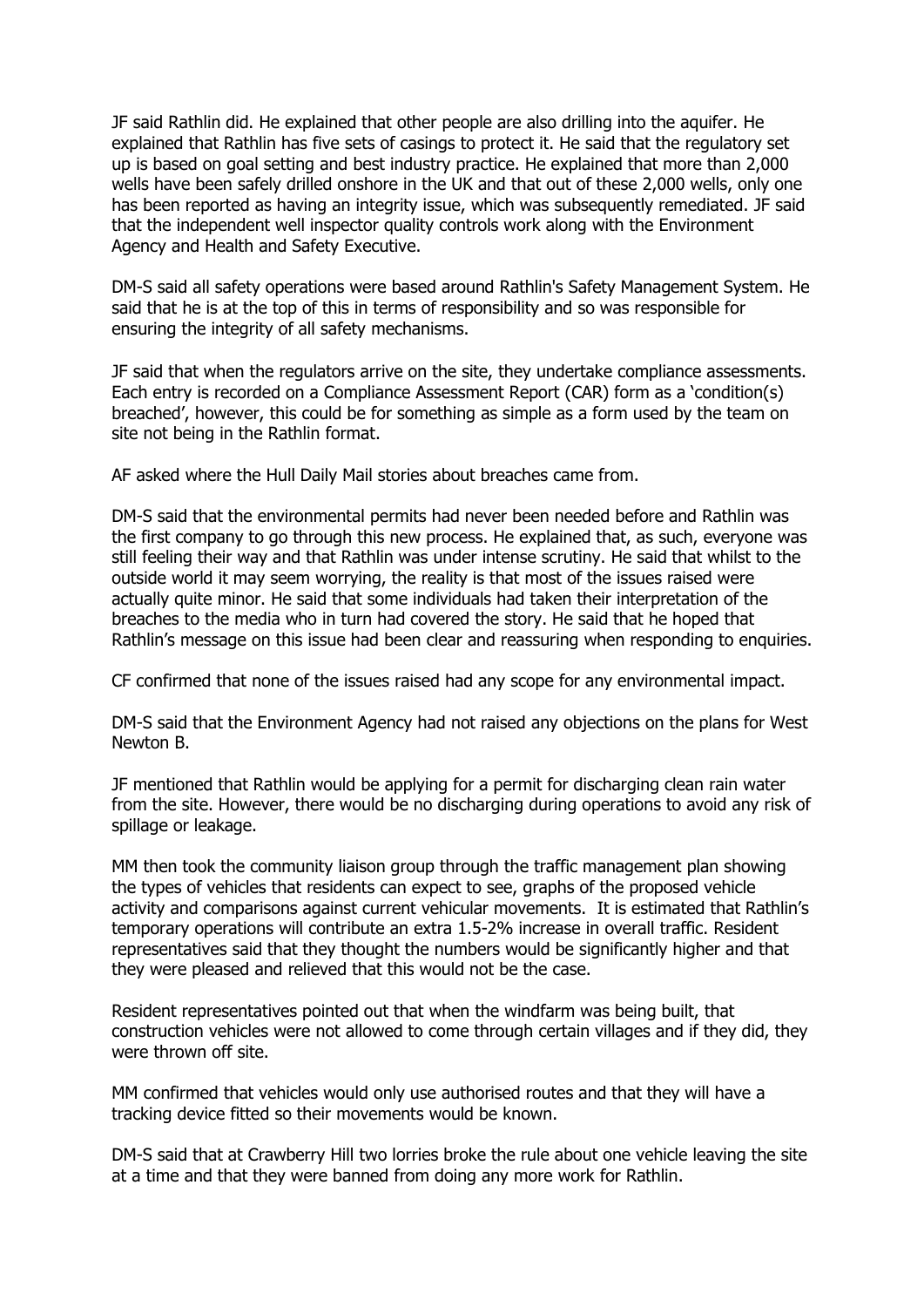JF said Rathlin did. He explained that other people are also drilling into the aquifer. He explained that Rathlin has five sets of casings to protect it. He said that the regulatory set up is based on goal setting and best industry practice. He explained that more than 2,000 wells have been safely drilled onshore in the UK and that out of these 2,000 wells, only one has been reported as having an integrity issue, which was subsequently remediated. JF said that the independent well inspector quality controls work along with the Environment Agency and Health and Safety Executive.

DM-S said all safety operations were based around Rathlin's Safety Management System. He said that he is at the top of this in terms of responsibility and so was responsible for ensuring the integrity of all safety mechanisms.

JF said that when the regulators arrive on the site, they undertake compliance assessments. Each entry is recorded on a Compliance Assessment Report (CAR) form as a 'condition(s) breached', however, this could be for something as simple as a form used by the team on site not being in the Rathlin format.

AF asked where the Hull Daily Mail stories about breaches came from.

DM-S said that the environmental permits had never been needed before and Rathlin was the first company to go through this new process. He explained that, as such, everyone was still feeling their way and that Rathlin was under intense scrutiny. He said that whilst to the outside world it may seem worrying, the reality is that most of the issues raised were actually quite minor. He said that some individuals had taken their interpretation of the breaches to the media who in turn had covered the story. He said that he hoped that Rathlin's message on this issue had been clear and reassuring when responding to enquiries.

CF confirmed that none of the issues raised had any scope for any environmental impact.

DM-S said that the Environment Agency had not raised any objections on the plans for West Newton B.

JF mentioned that Rathlin would be applying for a permit for discharging clean rain water from the site. However, there would be no discharging during operations to avoid any risk of spillage or leakage.

MM then took the community liaison group through the traffic management plan showing the types of vehicles that residents can expect to see, graphs of the proposed vehicle activity and comparisons against current vehicular movements. It is estimated that Rathlin's temporary operations will contribute an extra 1.5-2% increase in overall traffic. Resident representatives said that they thought the numbers would be significantly higher and that they were pleased and relieved that this would not be the case.

Resident representatives pointed out that when the windfarm was being built, that construction vehicles were not allowed to come through certain villages and if they did, they were thrown off site.

MM confirmed that vehicles would only use authorised routes and that they will have a tracking device fitted so their movements would be known.

DM-S said that at Crawberry Hill two lorries broke the rule about one vehicle leaving the site at a time and that they were banned from doing any more work for Rathlin.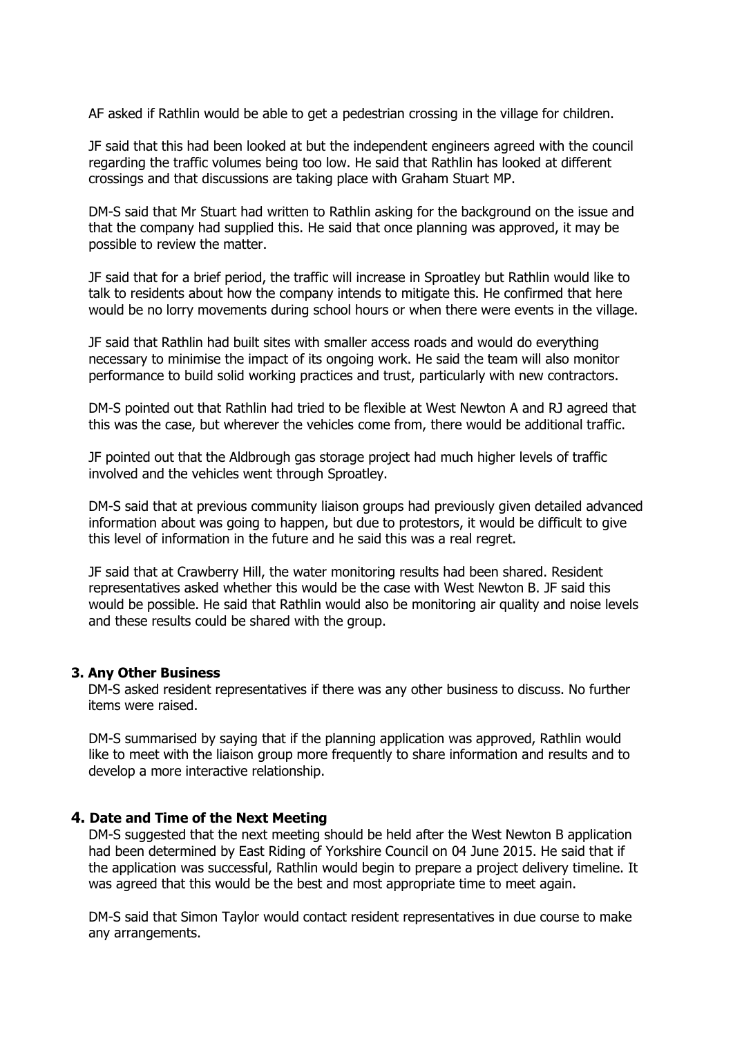AF asked if Rathlin would be able to get a pedestrian crossing in the village for children.

JF said that this had been looked at but the independent engineers agreed with the council regarding the traffic volumes being too low. He said that Rathlin has looked at different crossings and that discussions are taking place with Graham Stuart MP.

DM-S said that Mr Stuart had written to Rathlin asking for the background on the issue and that the company had supplied this. He said that once planning was approved, it may be possible to review the matter.

JF said that for a brief period, the traffic will increase in Sproatley but Rathlin would like to talk to residents about how the company intends to mitigate this. He confirmed that here would be no lorry movements during school hours or when there were events in the village.

JF said that Rathlin had built sites with smaller access roads and would do everything necessary to minimise the impact of its ongoing work. He said the team will also monitor performance to build solid working practices and trust, particularly with new contractors.

DM-S pointed out that Rathlin had tried to be flexible at West Newton A and RJ agreed that this was the case, but wherever the vehicles come from, there would be additional traffic.

JF pointed out that the Aldbrough gas storage project had much higher levels of traffic involved and the vehicles went through Sproatley.

DM-S said that at previous community liaison groups had previously given detailed advanced information about was going to happen, but due to protestors, it would be difficult to give this level of information in the future and he said this was a real regret.

JF said that at Crawberry Hill, the water monitoring results had been shared. Resident representatives asked whether this would be the case with West Newton B. JF said this would be possible. He said that Rathlin would also be monitoring air quality and noise levels and these results could be shared with the group.

### 3. Any Other Business

DM-S asked resident representatives if there was any other business to discuss. No further items were raised.

DM-S summarised by saying that if the planning application was approved, Rathlin would like to meet with the liaison group more frequently to share information and results and to develop a more interactive relationship.

### 4. Date and Time of the Next Meeting

DM-S suggested that the next meeting should be held after the West Newton B application had been determined by East Riding of Yorkshire Council on 04 June 2015. He said that if the application was successful, Rathlin would begin to prepare a project delivery timeline. It was agreed that this would be the best and most appropriate time to meet again.

DM-S said that Simon Taylor would contact resident representatives in due course to make any arrangements.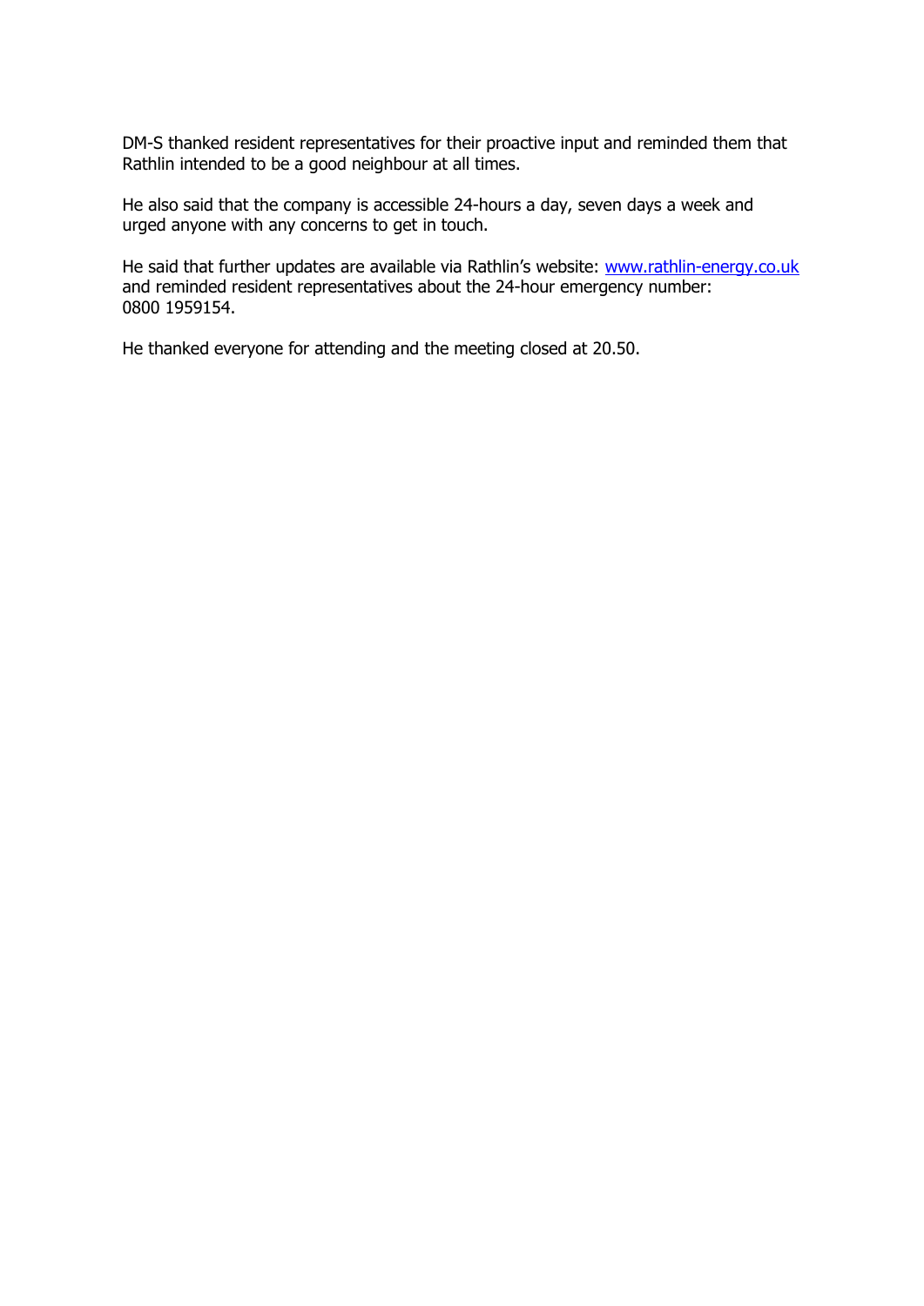DM-S thanked resident representatives for their proactive input and reminded them that Rathlin intended to be a good neighbour at all times.

He also said that the company is accessible 24-hours a day, seven days a week and urged anyone with any concerns to get in touch.

He said that further updates are available via Rathlin's website: [www.rathlin-energy.co.uk](http://www.rathlin-energy.co.uk) and reminded resident representatives about the 24-hour emergency number: 0800 1959154.

He thanked everyone for attending and the meeting closed at 20.50.